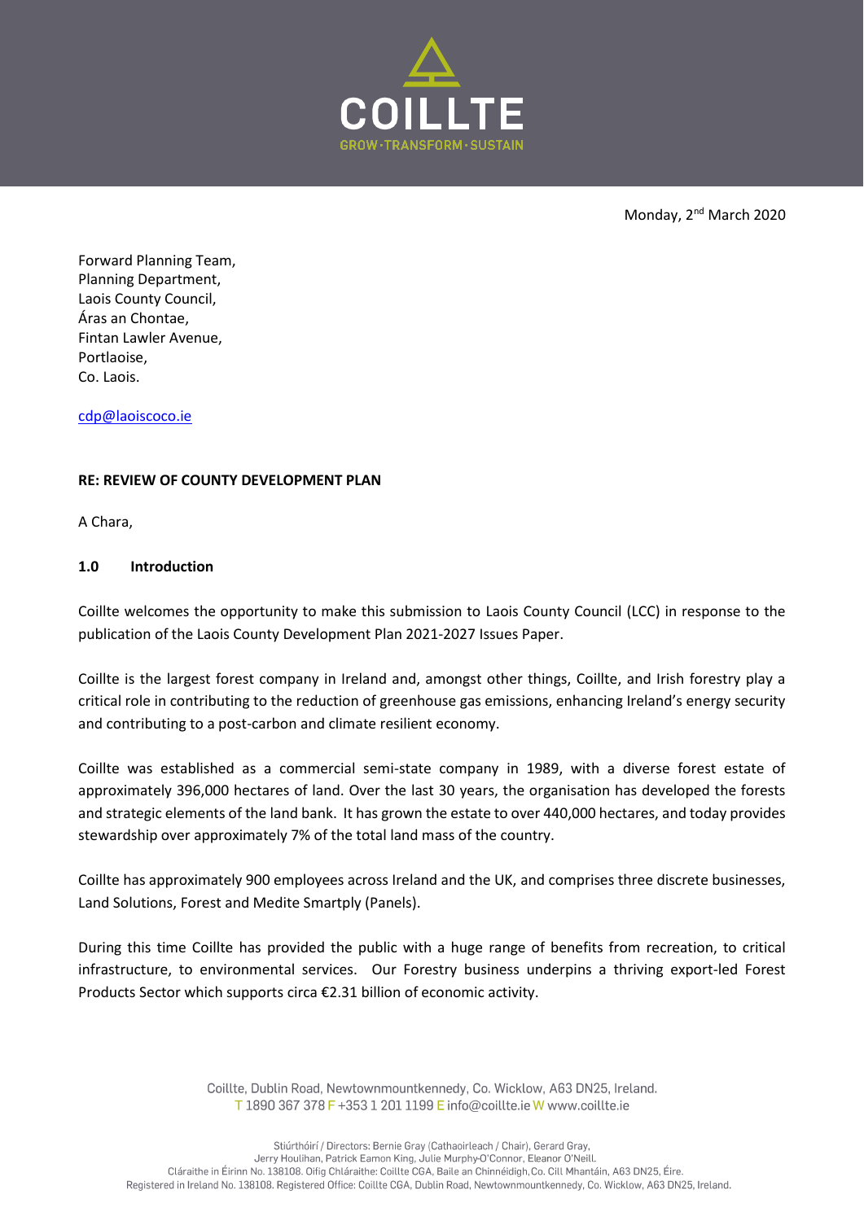Monday, 2nd March 2020

Forward Planning Team,
Planning Department,
Laois County Council,
Áras an Chontae,
Fintan Lawler Avenue,
Portlaoise,
Co. Laois.

cdp@laoiscoco.ie

**RE: REVIEW OF COUNTY DEVELOPMENT PLAN**

A Chara,

## 1.0 Introduction

Coillte welcomes the opportunity to make this submission to Laois County Council (LCC) in response to the publication of the Laois County Development Plan 2021-2027 Issues Paper.

Coillte is the largest forest company in Ireland and, amongst other things, Coillte, and Irish forestry play a critical role in contributing to the reduction of greenhouse gas emissions, enhancing Ireland's energy security and contributing to a post-carbon and climate resilient economy.

Coillte was established as a commercial semi-state company in 1989, with a diverse forest estate of approximately 396,000 hectares of land. Over the last 30 years, the organisation has developed the forests and strategic elements of the land bank. It has grown the estate to over 440,000 hectares, and today provides stewardship over approximately 7% of the total land mass of the country.

Coillte has approximately 900 employees across Ireland and the UK, and comprises three discrete businesses, Land Solutions, Forest and Medite Smartply (Panels).

During this time Coillte has provided the public with a huge range of benefits from recreation, to critical infrastructure, to environmental services. Our Forestry business underpins a thriving export-led Forest Products Sector which supports circa €2.31 billion of economic activity.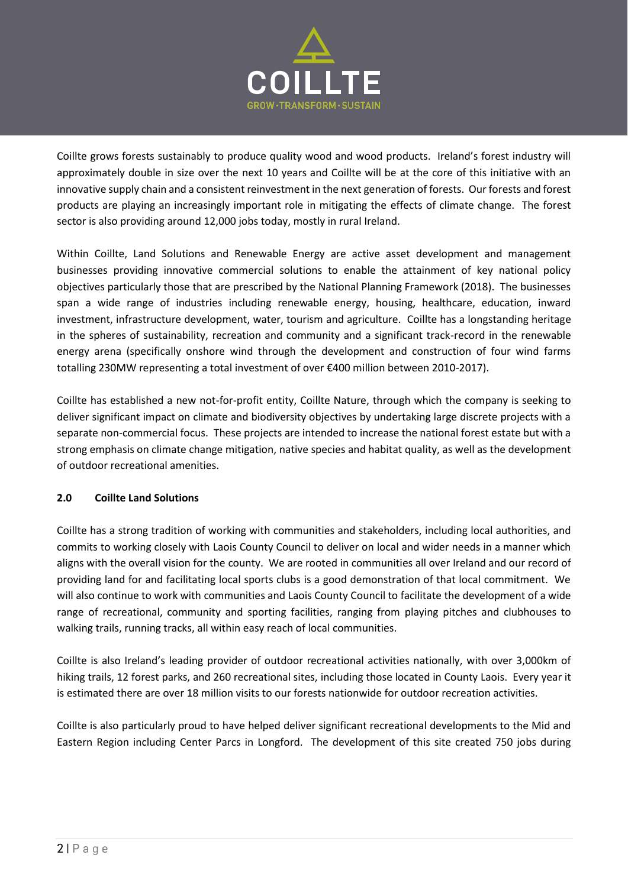Coillte grows forests sustainably to produce quality wood and wood products. Ireland's forest industry will approximately double in size over the next 10 years and Coillte will be at the core of this initiative with an innovative supply chain and a consistent reinvestment in the next generation of forests. Our forests and forest products are playing an increasingly important role in mitigating the effects of climate change. The forest sector is also providing around 12,000 jobs today, mostly in rural Ireland.

Within Coillte, Land Solutions and Renewable Energy are active asset development and management businesses providing innovative commercial solutions to enable the attainment of key national policy objectives particularly those that are prescribed by the National Planning Framework (2018). The businesses span a wide range of industries including renewable energy, housing, healthcare, education, inward investment, infrastructure development, water, tourism and agriculture. Coillte has a longstanding heritage in the spheres of sustainability, recreation and community and a significant track-record in the renewable energy arena (specifically onshore wind through the development and construction of four wind farms totalling 230MW representing a total investment of over €400 million between 2010-2017).

Coillte has established a new not-for-profit entity, Coillte Nature, through which the company is seeking to deliver significant impact on climate and biodiversity objectives by undertaking large discrete projects with a separate non-commercial focus. These projects are intended to increase the national forest estate but with a strong emphasis on climate change mitigation, native species and habitat quality, as well as the development of outdoor recreational amenities.

## 2.0 Coillte Land Solutions

Coillte has a strong tradition of working with communities and stakeholders, including local authorities, and commits to working closely with Laois County Council to deliver on local and wider needs in a manner which aligns with the overall vision for the county. We are rooted in communities all over Ireland and our record of providing land for and facilitating local sports clubs is a good demonstration of that local commitment. We will also continue to work with communities and Laois County Council to facilitate the development of a wide range of recreational, community and sporting facilities, ranging from playing pitches and clubhouses to walking trails, running tracks, all within easy reach of local communities.

Coillte is also Ireland's leading provider of outdoor recreational activities nationally, with over 3,000km of hiking trails, 12 forest parks, and 260 recreational sites, including those located in County Laois. Every year it is estimated there are over 18 million visits to our forests nationwide for outdoor recreation activities.

Coillte is also particularly proud to have helped deliver significant recreational developments to the Mid and Eastern Region including Center Parcs in Longford. The development of this site created 750 jobs during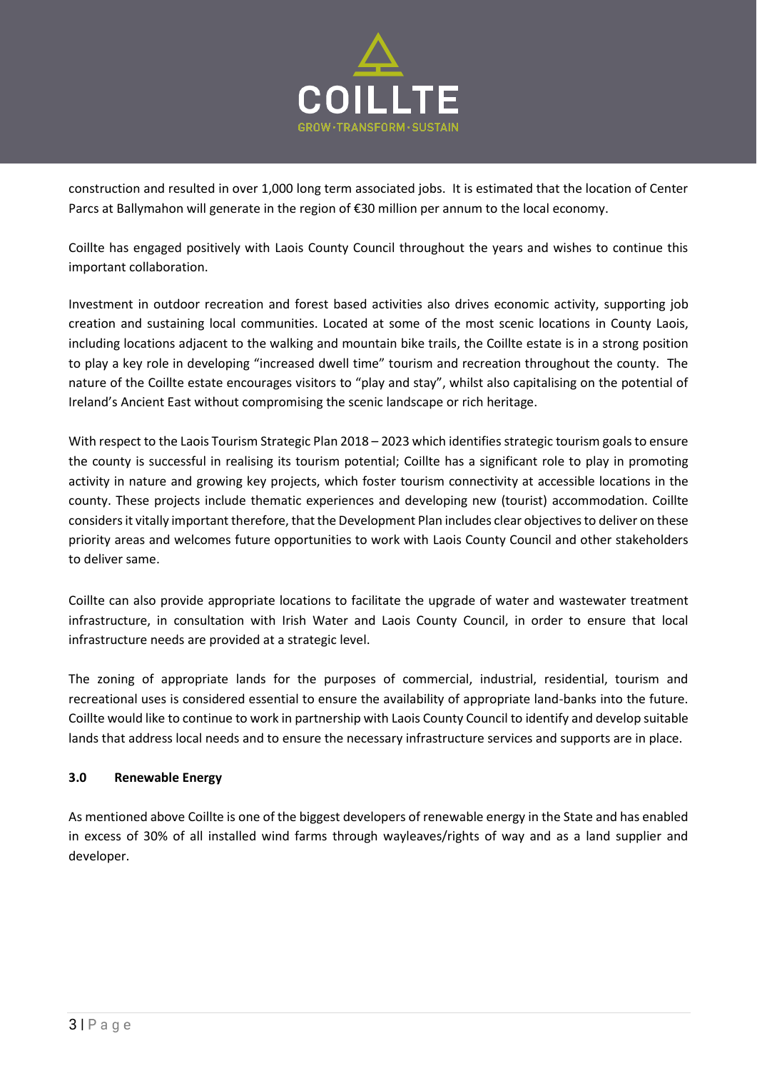construction and resulted in over 1,000 long term associated jobs. It is estimated that the location of Center Parcs at Ballymahon will generate in the region of €30 million per annum to the local economy.

Coillte has engaged positively with Laois County Council throughout the years and wishes to continue this important collaboration.

Investment in outdoor recreation and forest based activities also drives economic activity, supporting job creation and sustaining local communities. Located at some of the most scenic locations in County Laois, including locations adjacent to the walking and mountain bike trails, the Coillte estate is in a strong position to play a key role in developing "increased dwell time" tourism and recreation throughout the county. The nature of the Coillte estate encourages visitors to "play and stay", whilst also capitalising on the potential of Ireland's Ancient East without compromising the scenic landscape or rich heritage.

With respect to the Laois Tourism Strategic Plan 2018 – 2023 which identifies strategic tourism goals to ensure the county is successful in realising its tourism potential; Coillte has a significant role to play in promoting activity in nature and growing key projects, which foster tourism connectivity at accessible locations in the county. These projects include thematic experiences and developing new (tourist) accommodation. Coillte considers it vitally important therefore, that the Development Plan includes clear objectives to deliver on these priority areas and welcomes future opportunities to work with Laois County Council and other stakeholders to deliver same.

Coillte can also provide appropriate locations to facilitate the upgrade of water and wastewater treatment infrastructure, in consultation with Irish Water and Laois County Council, in order to ensure that local infrastructure needs are provided at a strategic level.

The zoning of appropriate lands for the purposes of commercial, industrial, residential, tourism and recreational uses is considered essential to ensure the availability of appropriate land-banks into the future. Coillte would like to continue to work in partnership with Laois County Council to identify and develop suitable lands that address local needs and to ensure the necessary infrastructure services and supports are in place.

## 3.0 Renewable Energy

As mentioned above Coillte is one of the biggest developers of renewable energy in the State and has enabled in excess of 30% of all installed wind farms through wayleaves/rights of way and as a land supplier and developer.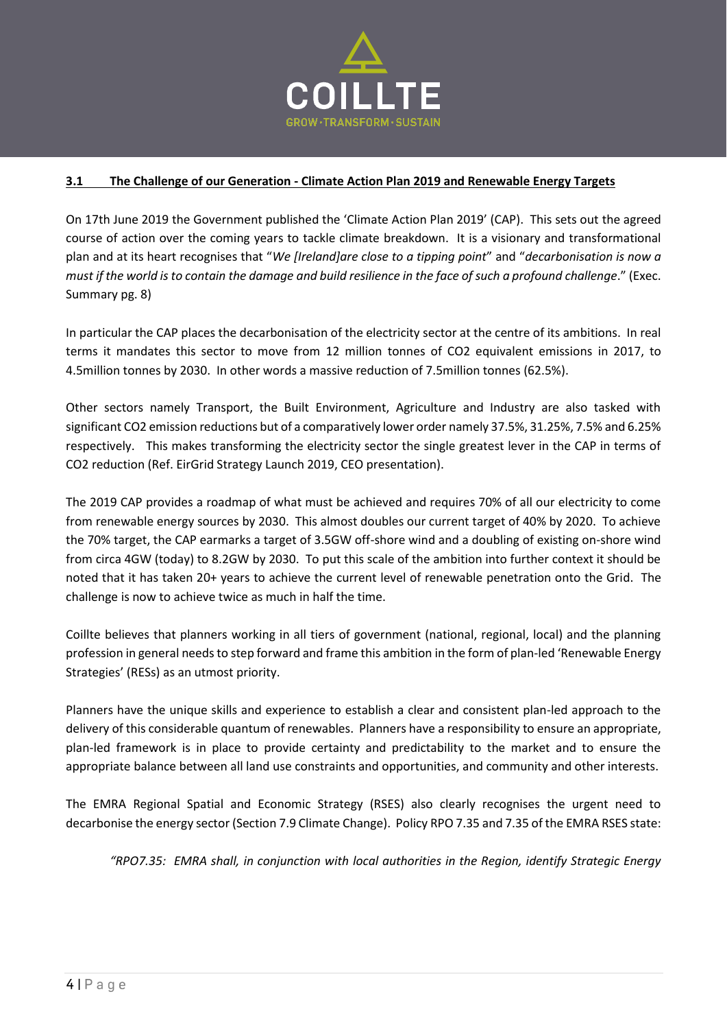### 3.1 The Challenge of our Generation - Climate Action Plan 2019 and Renewable Energy Targets

On 17th June 2019 the Government published the 'Climate Action Plan 2019' (CAP). This sets out the agreed course of action over the coming years to tackle climate breakdown. It is a visionary and transformational plan and at its heart recognises that "*We [Ireland]are close to a tipping point*" and "*decarbonisation is now a must if the world is to contain the damage and build resilience in the face of such a profound challenge*." (Exec. Summary pg. 8)

In particular the CAP places the decarbonisation of the electricity sector at the centre of its ambitions. In real terms it mandates this sector to move from 12 million tonnes of $CO_2$ equivalent emissions in 2017, to 4.5million tonnes by 2030. In other words a massive reduction of 7.5million tonnes (62.5%).

Other sectors namely Transport, the Built Environment, Agriculture and Industry are also tasked with significant $CO_2$ emission reductions but of a comparatively lower order namely 37.5%, 31.25%, 7.5% and 6.25% respectively. This makes transforming the electricity sector the single greatest lever in the CAP in terms of $CO_2$ reduction (Ref. EirGrid Strategy Launch 2019, CEO presentation).

The 2019 CAP provides a roadmap of what must be achieved and requires 70% of all our electricity to come from renewable energy sources by 2030. This almost doubles our current target of 40% by 2020. To achieve the 70% target, the CAP earmarks a target of 3.5GW off-shore wind and a doubling of existing on-shore wind from circa 4GW (today) to 8.2GW by 2030. To put this scale of the ambition into further context it should be noted that it has taken 20+ years to achieve the current level of renewable penetration onto the Grid. The challenge is now to achieve twice as much in half the time.

Coillte believes that planners working in all tiers of government (national, regional, local) and the planning profession in general needs to step forward and frame this ambition in the form of plan-led 'Renewable Energy Strategies' (RESs) as an utmost priority.

Planners have the unique skills and experience to establish a clear and consistent plan-led approach to the delivery of this considerable quantum of renewables. Planners have a responsibility to ensure an appropriate, plan-led framework is in place to provide certainty and predictability to the market and to ensure the appropriate balance between all land use constraints and opportunities, and community and other interests.

The EMRA Regional Spatial and Economic Strategy (RSES) also clearly recognises the urgent need to decarbonise the energy sector (Section 7.9 Climate Change). Policy RPO 7.35 and 7.35 of the EMRA RSES state:

> *"RPO7.35: EMRA shall, in conjunction with local authorities in the Region, identify Strategic Energy*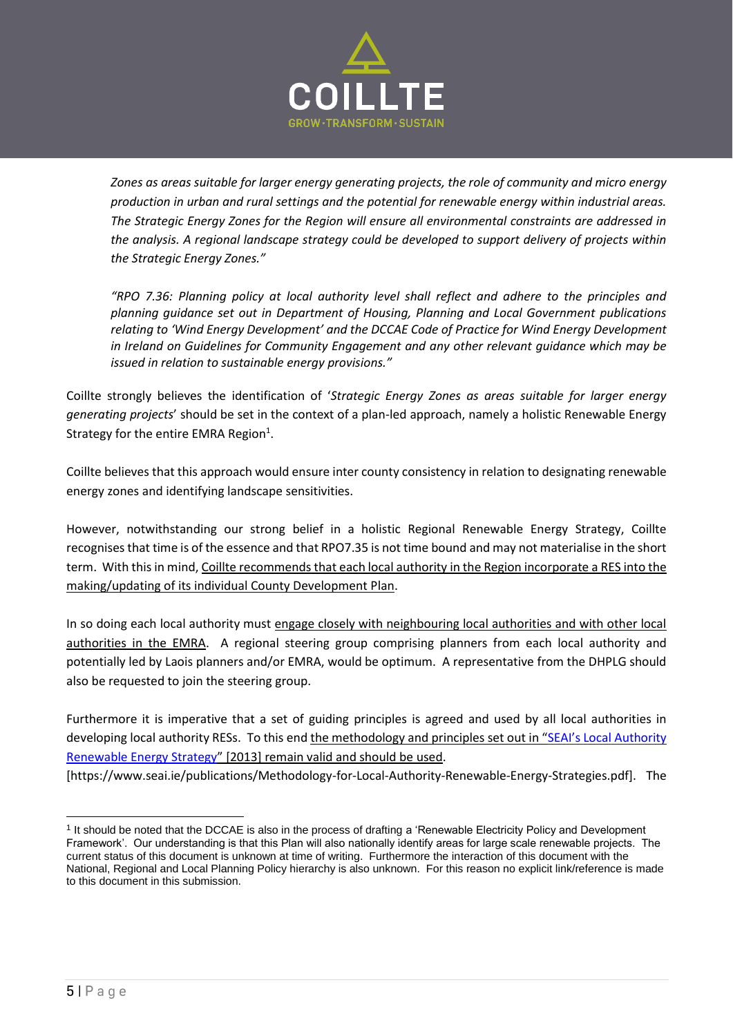*Zones as areas suitable for larger energy generating projects, the role of community and micro energy production in urban and rural settings and the potential for renewable energy within industrial areas. The Strategic Energy Zones for the Region will ensure all environmental constraints are addressed in the analysis. A regional landscape strategy could be developed to support delivery of projects within the Strategic Energy Zones."*

*"RPO 7.36: Planning policy at local authority level shall reflect and adhere to the principles and planning guidance set out in Department of Housing, Planning and Local Government publications relating to 'Wind Energy Development' and the DCCAE Code of Practice for Wind Energy Development in Ireland on Guidelines for Community Engagement and any other relevant guidance which may be issued in relation to sustainable energy provisions."*

Coillte strongly believes the identification of '*Strategic Energy Zones as areas suitable for larger energy generating projects*' should be set in the context of a plan-led approach, namely a holistic Renewable Energy Strategy for the entire EMRA Region[1].

Coillte believes that this approach would ensure inter county consistency in relation to designating renewable energy zones and identifying landscape sensitivities.

However, notwithstanding our strong belief in a holistic Regional Renewable Energy Strategy, Coillte recognises that time is of the essence and that RPO7.35 is not time bound and may not materialise in the short term. With this in mind, Coillte recommends that each local authority in the Region incorporate a RES into the making/updating of its individual County Development Plan.

In so doing each local authority must engage closely with neighbouring local authorities and with other local authorities in the EMRA. A regional steering group comprising planners from each local authority and potentially led by Laois planners and/or EMRA, would be optimum. A representative from the DHPLG should also be requested to join the steering group.

Furthermore it is imperative that a set of guiding principles is agreed and used by all local authorities in developing local authority RESs. To this end the methodology and principles set out in "[SEAI's Local Authority Renewable Energy Strategy](https://www.seai.ie/publications/Methodology-for-Local-Authority-Renewable-Energy-Strategies.pdf)" [2013] remain valid and should be used. [https://www.seai.ie/publications/Methodology-for-Local-Authority-Renewable-Energy-Strategies.pdf]. The

---

[1] It should be noted that the DCCAE is also in the process of drafting a 'Renewable Electricity Policy and Development Framework'. Our understanding is that this Plan will also nationally identify areas for large scale renewable projects. The current status of this document is unknown at time of writing. Furthermore the interaction of this document with the National, Regional and Local Planning Policy hierarchy is also unknown. For this reason no explicit link/reference is made to this document in this submission.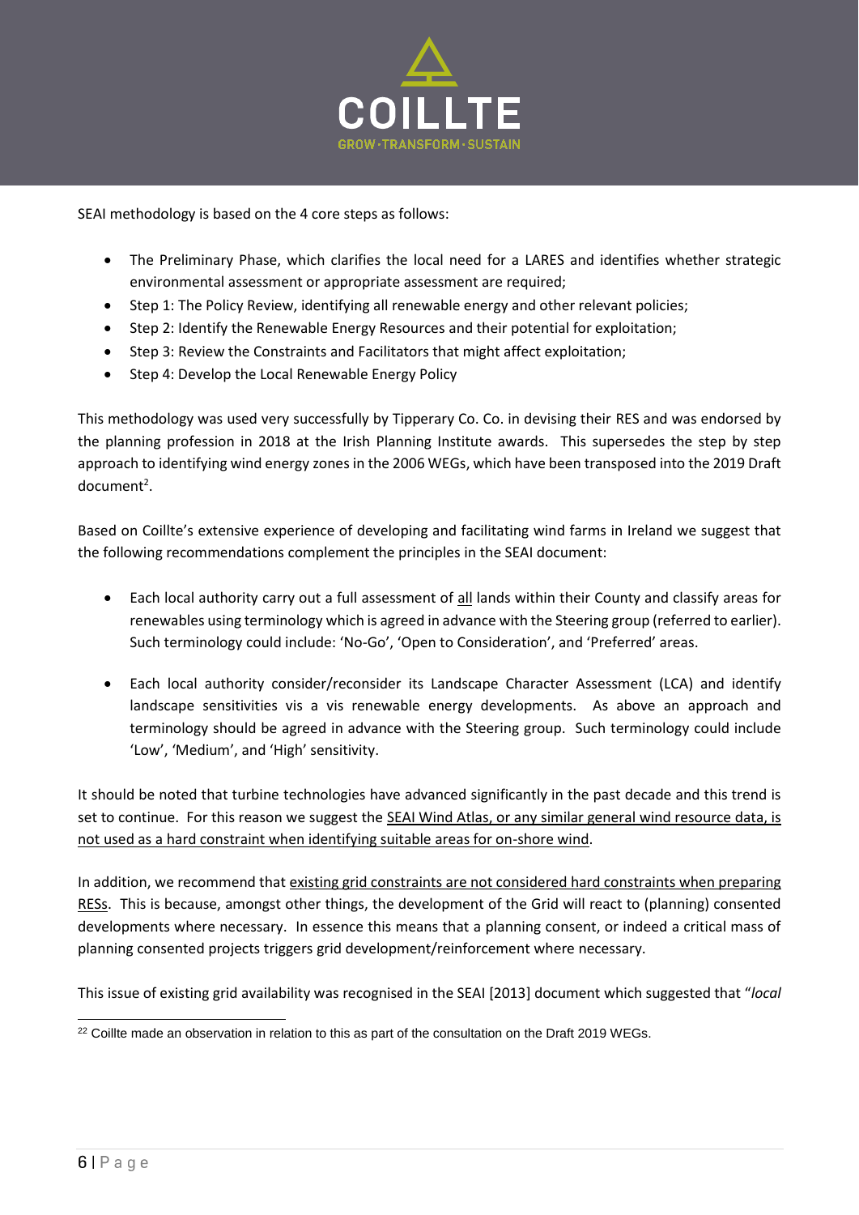SEAI methodology is based on the 4 core steps as follows:

- The Preliminary Phase, which clarifies the local need for a LARES and identifies whether strategic environmental assessment or appropriate assessment are required;
- Step 1: The Policy Review, identifying all renewable energy and other relevant policies;
- Step 2: Identify the Renewable Energy Resources and their potential for exploitation;
- Step 3: Review the Constraints and Facilitators that might affect exploitation;
- Step 4: Develop the Local Renewable Energy Policy

This methodology was used very successfully by Tipperary Co. Co. in devising their RES and was endorsed by the planning profession in 2018 at the Irish Planning Institute awards. This supersedes the step by step approach to identifying wind energy zones in the 2006 WEGs, which have been transposed into the 2019 Draft document[2].

Based on Coillte's extensive experience of developing and facilitating wind farms in Ireland we suggest that the following recommendations complement the principles in the SEAI document:

- Each local authority carry out a full assessment of <u>all</u> lands within their County and classify areas for renewables using terminology which is agreed in advance with the Steering group (referred to earlier). Such terminology could include: 'No-Go', 'Open to Consideration', and 'Preferred' areas.

- Each local authority consider/reconsider its Landscape Character Assessment (LCA) and identify landscape sensitivities vis a vis renewable energy developments. As above an approach and terminology should be agreed in advance with the Steering group. Such terminology could include 'Low', 'Medium', and 'High' sensitivity.

It should be noted that turbine technologies have advanced significantly in the past decade and this trend is set to continue. For this reason we suggest the <u>SEAI Wind Atlas, or any similar general wind resource data, is not used as a hard constraint when identifying suitable areas for on-shore wind</u>.

In addition, we recommend that <u>existing grid constraints are not considered hard constraints when preparing RESs</u>. This is because, amongst other things, the development of the Grid will react to (planning) consented developments where necessary. In essence this means that a planning consent, or indeed a critical mass of planning consented projects triggers grid development/reinforcement where necessary.

This issue of existing grid availability was recognised in the SEAI [2013] document which suggested that "*local*

[22] Coillte made an observation in relation to this as part of the consultation on the Draft 2019 WEGs.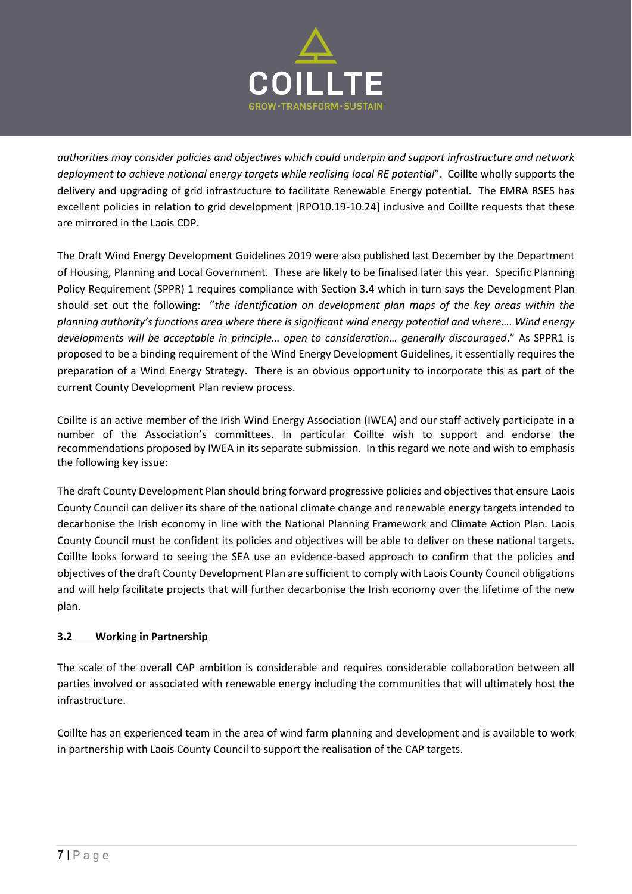*authorities may consider policies and objectives which could underpin and support infrastructure and network deployment to achieve national energy targets while realising local RE potential*". Coillte wholly supports the delivery and upgrading of grid infrastructure to facilitate Renewable Energy potential. The EMRA RSES has excellent policies in relation to grid development [RPO10.19-10.24] inclusive and Coillte requests that these are mirrored in the Laois CDP.

The Draft Wind Energy Development Guidelines 2019 were also published last December by the Department of Housing, Planning and Local Government. These are likely to be finalised later this year. Specific Planning Policy Requirement (SPPR) 1 requires compliance with Section 3.4 which in turn says the Development Plan should set out the following: "*the identification on development plan maps of the key areas within the planning authority's functions area where there is significant wind energy potential and where…. Wind energy developments will be acceptable in principle… open to consideration… generally discouraged*." As SPPR1 is proposed to be a binding requirement of the Wind Energy Development Guidelines, it essentially requires the preparation of a Wind Energy Strategy. There is an obvious opportunity to incorporate this as part of the current County Development Plan review process.

Coillte is an active member of the Irish Wind Energy Association (IWEA) and our staff actively participate in a number of the Association's committees. In particular Coillte wish to support and endorse the recommendations proposed by IWEA in its separate submission. In this regard we note and wish to emphasis the following key issue:

The draft County Development Plan should bring forward progressive policies and objectives that ensure Laois County Council can deliver its share of the national climate change and renewable energy targets intended to decarbonise the Irish economy in line with the National Planning Framework and Climate Action Plan. Laois County Council must be confident its policies and objectives will be able to deliver on these national targets. Coillte looks forward to seeing the SEA use an evidence-based approach to confirm that the policies and objectives of the draft County Development Plan are sufficient to comply with Laois County Council obligations and will help facilitate projects that will further decarbonise the Irish economy over the lifetime of the new plan.

## 3.2 Working in Partnership

The scale of the overall CAP ambition is considerable and requires considerable collaboration between all parties involved or associated with renewable energy including the communities that will ultimately host the infrastructure.

Coillte has an experienced team in the area of wind farm planning and development and is available to work in partnership with Laois County Council to support the realisation of the CAP targets.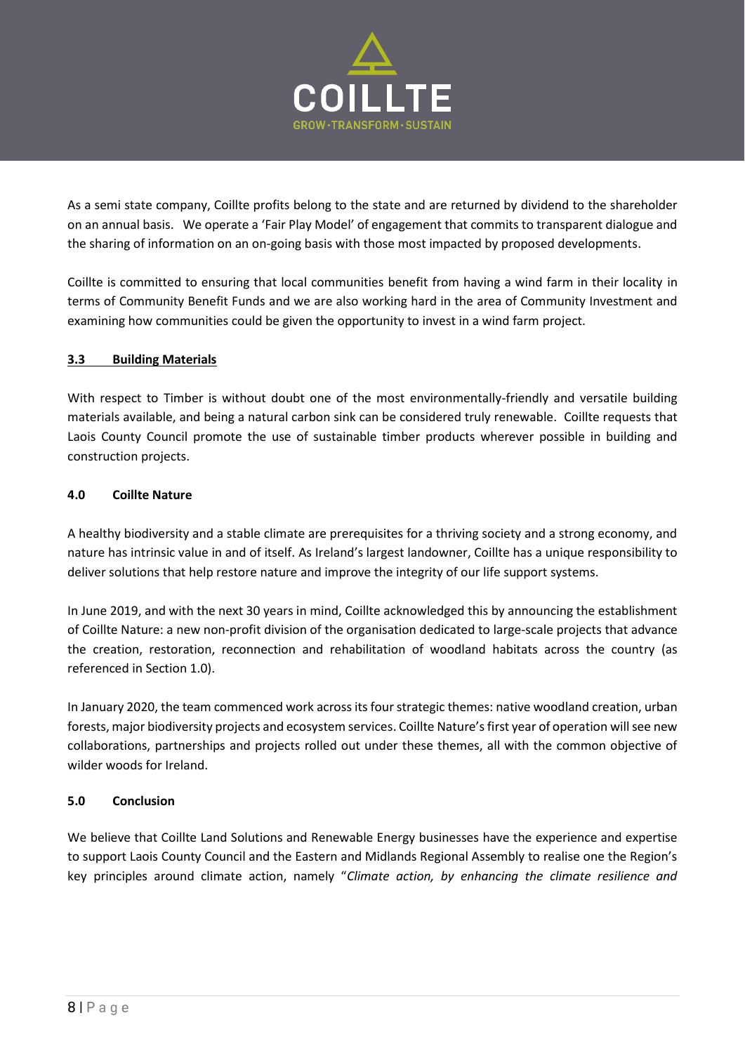As a semi state company, Coillte profits belong to the state and are returned by dividend to the shareholder on an annual basis. We operate a 'Fair Play Model' of engagement that commits to transparent dialogue and the sharing of information on an on-going basis with those most impacted by proposed developments.

Coillte is committed to ensuring that local communities benefit from having a wind farm in their locality in terms of Community Benefit Funds and we are also working hard in the area of Community Investment and examining how communities could be given the opportunity to invest in a wind farm project.

### <u>3.3 Building Materials</u>

With respect to Timber is without doubt one of the most environmentally-friendly and versatile building materials available, and being a natural carbon sink can be considered truly renewable. Coillte requests that Laois County Council promote the use of sustainable timber products wherever possible in building and construction projects.

## 4.0 Coillte Nature

A healthy biodiversity and a stable climate are prerequisites for a thriving society and a strong economy, and nature has intrinsic value in and of itself. As Ireland's largest landowner, Coillte has a unique responsibility to deliver solutions that help restore nature and improve the integrity of our life support systems.

In June 2019, and with the next 30 years in mind, Coillte acknowledged this by announcing the establishment of Coillte Nature: a new non-profit division of the organisation dedicated to large-scale projects that advance the creation, restoration, reconnection and rehabilitation of woodland habitats across the country (as referenced in Section 1.0).

In January 2020, the team commenced work across its four strategic themes: native woodland creation, urban forests, major biodiversity projects and ecosystem services. Coillte Nature's first year of operation will see new collaborations, partnerships and projects rolled out under these themes, all with the common objective of wilder woods for Ireland.

## 5.0 Conclusion

We believe that Coillte Land Solutions and Renewable Energy businesses have the experience and expertise to support Laois County Council and the Eastern and Midlands Regional Assembly to realise one the Region's key principles around climate action, namely "*Climate action, by enhancing the climate resilience and*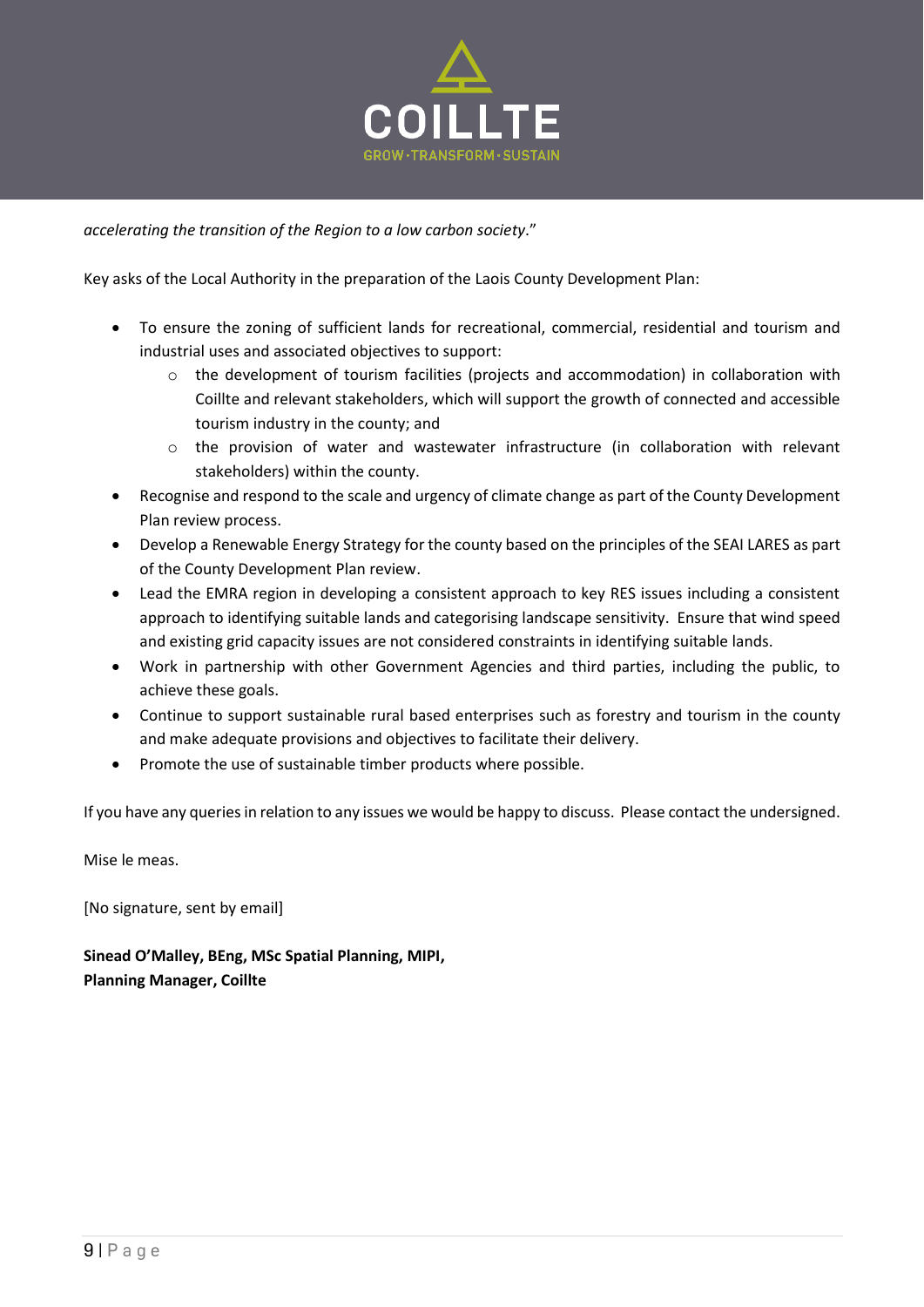*accelerating the transition of the Region to a low carbon society*."

Key asks of the Local Authority in the preparation of the Laois County Development Plan:

- To ensure the zoning of sufficient lands for recreational, commercial, residential and tourism and industrial uses and associated objectives to support:
  - the development of tourism facilities (projects and accommodation) in collaboration with Coillte and relevant stakeholders, which will support the growth of connected and accessible tourism industry in the county; and
  - the provision of water and wastewater infrastructure (in collaboration with relevant stakeholders) within the county.
- Recognise and respond to the scale and urgency of climate change as part of the County Development Plan review process.
- Develop a Renewable Energy Strategy for the county based on the principles of the SEAI LARES as part of the County Development Plan review.
- Lead the EMRA region in developing a consistent approach to key RES issues including a consistent approach to identifying suitable lands and categorising landscape sensitivity. Ensure that wind speed and existing grid capacity issues are not considered constraints in identifying suitable lands.
- Work in partnership with other Government Agencies and third parties, including the public, to achieve these goals.
- Continue to support sustainable rural based enterprises such as forestry and tourism in the county and make adequate provisions and objectives to facilitate their delivery.
- Promote the use of sustainable timber products where possible.

If you have any queries in relation to any issues we would be happy to discuss. Please contact the undersigned.

Mise le meas.

[No signature, sent by email]

**Sinead O'Malley, BEng, MSc Spatial Planning, MIPI,**
**Planning Manager, Coillte**